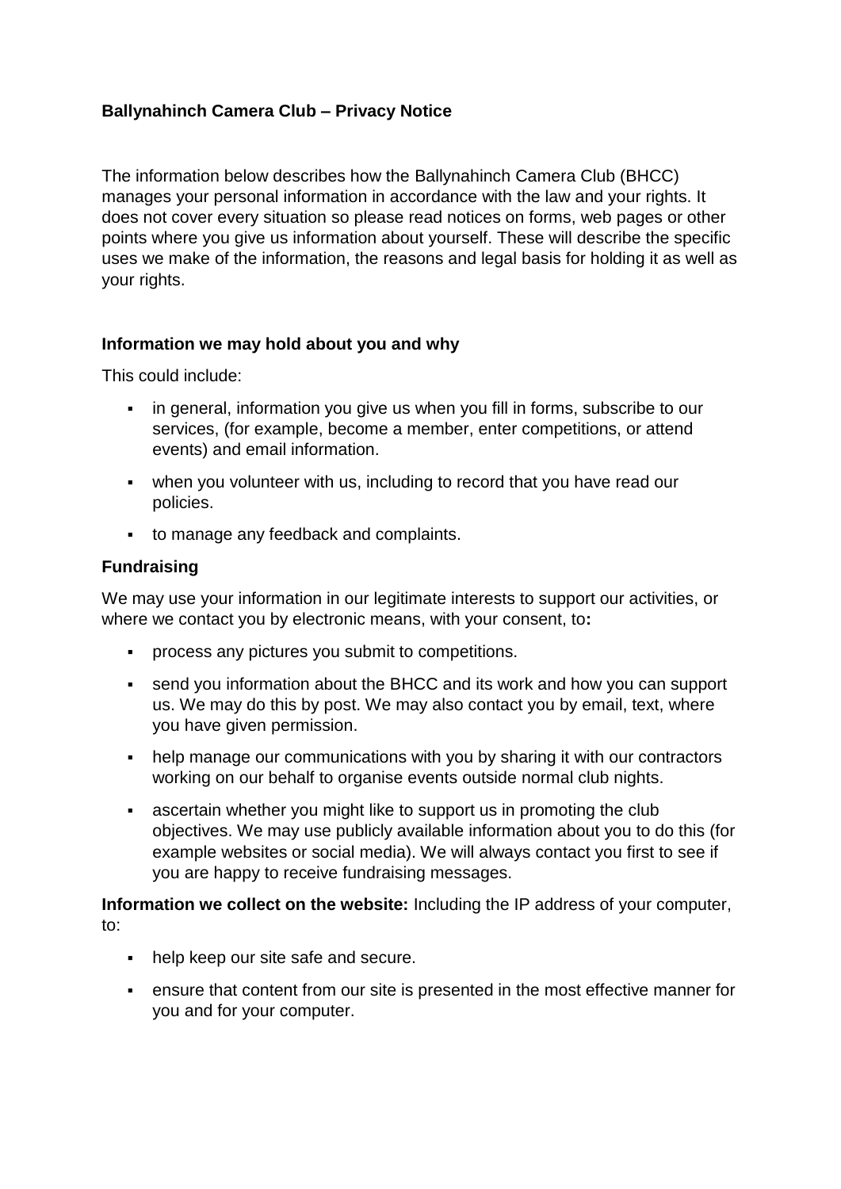# Ballynahinch Camera Club – Privacy Notice

The information below describes how the Ballynahinch Camera Club (BHCC) manages your personal information in accordance with the law and your rights. It does not cover every situation so please read notices on forms, web pages or other points where you give us information about yourself. These will describe the specific uses we make of the information, the reasons and legal basis for holding it as well as your rights.

## Information we may hold about you and why

This could include:

- in general, information you give us when you fill in forms, subscribe to our services, (for example, become a member, enter competitions, or attend events) and email information.
- when you volunteer with us, including to record that you have read our policies.
- to manage any feedback and complaints.

## Fundraising

We may use your information in our legitimate interests to support our activities, or where we contact you by electronic means, with your consent, to**:**

- process any pictures you submit to competitions.
- send you information about the BHCC and its work and how you can support us. We may do this by post. We may also contact you by email, text, where you have given permission.
- help manage our communications with you by sharing it with our contractors working on our behalf to organise events outside normal club nights.
- ascertain whether you might like to support us in promoting the club objectives. We may use publicly available information about you to do this (for example websites or social media). We will always contact you first to see if you are happy to receive fundraising messages.

**Information we collect on the website:** Including the IP address of your computer, to:

- help keep our site safe and secure.
- ensure that content from our site is presented in the most effective manner for you and for your computer.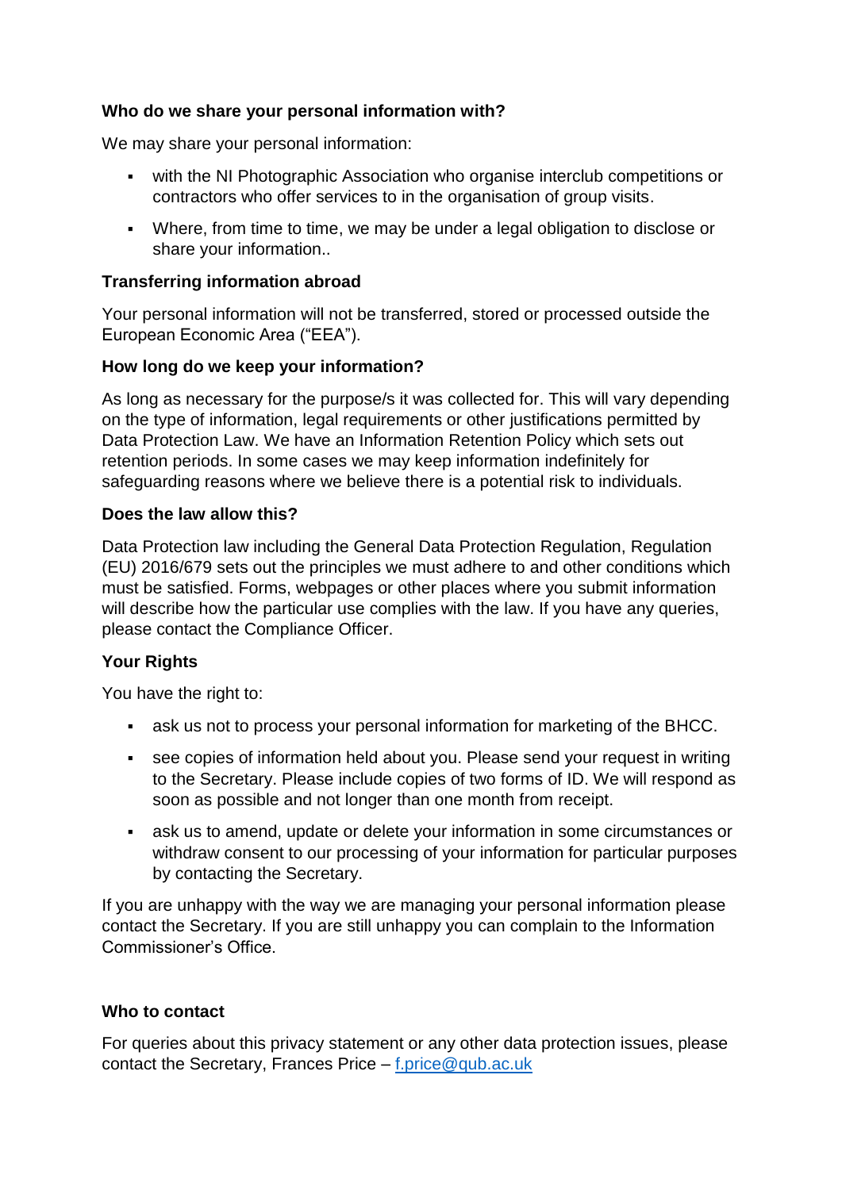**Who do we share your personal information with?**

We may share your personal information:

- with the NI Photographic Association who organise interclub competitions or contractors who offer services to in the organisation of group visits.
- Where, from time to time, we may be under a legal obligation to disclose or share your information..

**Transferring information abroad**

Your personal information will not be transferred, stored or processed outside the European Economic Area ("EEA").

**How long do we keep your information?**

As long as necessary for the purpose/s it was collected for. This will vary depending on the type of information, legal requirements or other justifications permitted by Data Protection Law. We have an Information Retention Policy which sets out retention periods. In some cases we may keep information indefinitely for safeguarding reasons where we believe there is a potential risk to individuals.

**Does the law allow this?**

Data Protection law including the General Data Protection Regulation, Regulation (EU) 2016/679 sets out the principles we must adhere to and other conditions which must be satisfied. Forms, webpages or other places where you submit information will describe how the particular use complies with the law. If you have any queries, please contact the Compliance Officer.

**Your Rights**

You have the right to:

- ask us not to process your personal information for marketing of the BHCC.
- see copies of information held about you. Please send your request in writing to the Secretary. Please include copies of two forms of ID. We will respond as soon as possible and not longer than one month from receipt.
- ask us to amend, update or delete your information in some circumstances or withdraw consent to our processing of your information for particular purposes by contacting the Secretary.

If you are unhappy with the way we are managing your personal information please contact the Secretary. If you are still unhappy you can complain to the Information Commissioner's Office.

**Who to contact**

For queries about this privacy statement or any other data protection issues, please contact the Secretary, Frances Price – f.price@qub.ac.uk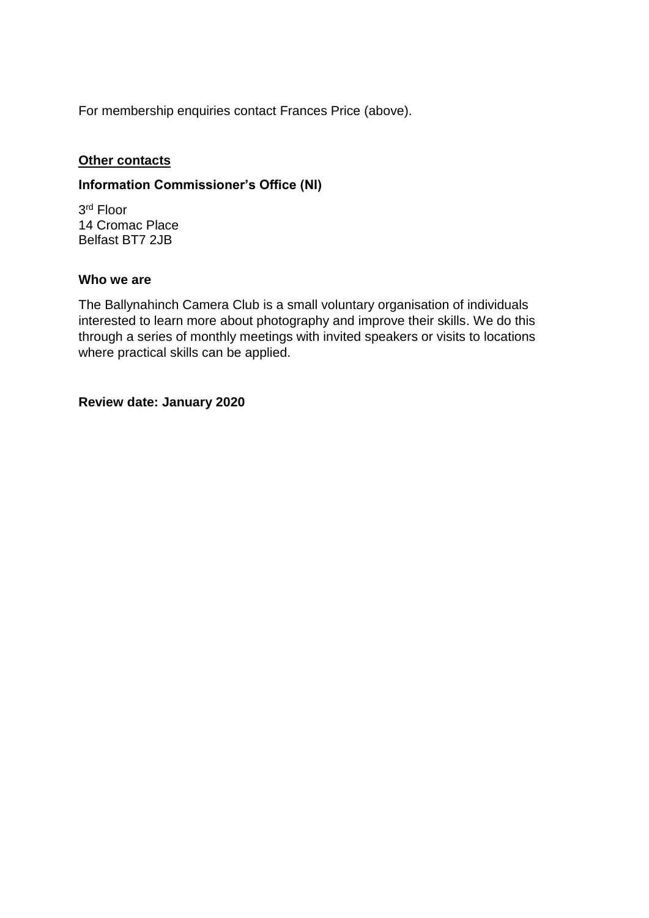For membership enquiries contact Frances Price (above).

**Other contacts**

**Information Commissioner's Office (NI)**

3rd Floor
14 Cromac Place
Belfast BT7 2JB

**Who we are**

The Ballynahinch Camera Club is a small voluntary organisation of individuals interested to learn more about photography and improve their skills. We do this through a series of monthly meetings with invited speakers or visits to locations where practical skills can be applied.

**Review date: January 2020**